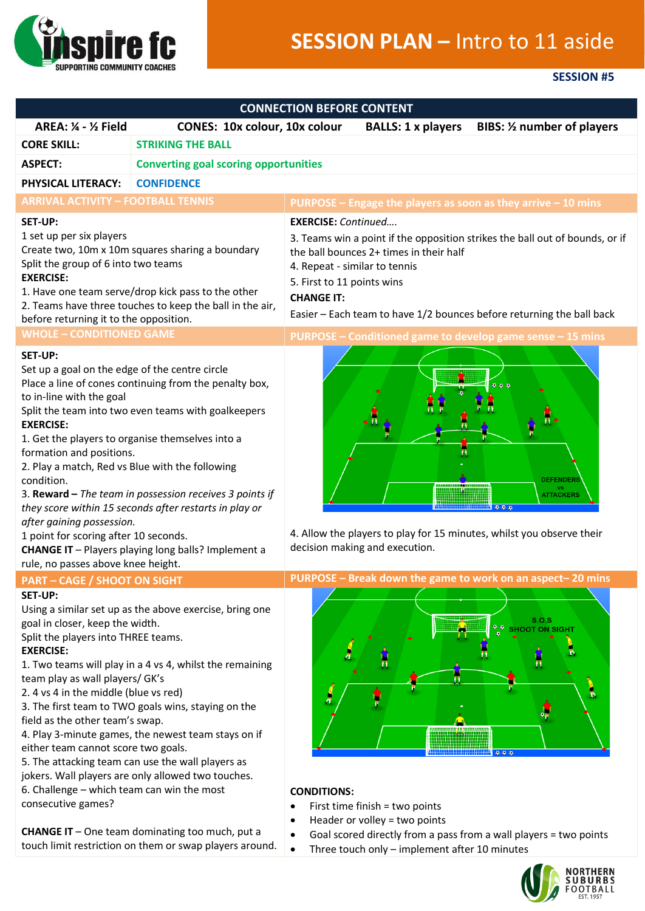# SESSION PLAN – Intro to 11 aside

**SESSION #5**

## CONNECTION BEFORE CONTENT

| AREA: ¼ - ½ Field | CONES: 10x colour, 10x colour | BALLS: 1 x players | BIBS: ½ number of players |
|---|---|---|---|
| **CORE SKILL:** | STRIKING THE BALL | | |
| **ASPECT:** | Converting goal scoring opportunities | | |
| **PHYSICAL LITERACY:** | CONFIDENCE | | |

## ARRIVAL ACTIVITY – FOOTBALL TENNIS

**PURPOSE – Engage the players as soon as they arrive – 10 mins**

**SET-UP:**

1 set up per six players

Create two, 10m x 10m squares sharing a boundary

Split the group of 6 into two teams

**EXERCISE:**

1. Have one team serve/drop kick pass to the other
2. Teams have three touches to keep the ball in the air, before returning it to the opposition.

**EXERCISE:** *Continued….*

3. Teams win a point if the opposition strikes the ball out of bounds, or if the ball bounces 2+ times in their half
4. Repeat - similar to tennis
5. First to 11 points wins

**CHANGE IT:**

Easier – Each team to have 1/2 bounces before returning the ball back

## WHOLE – CONDITIONED GAME

**PURPOSE – Conditioned game to develop game sense – 15 mins**

**SET-UP:**

Set up a goal on the edge of the centre circle

Place a line of cones continuing from the penalty box, to in-line with the goal

Split the team into two even teams with goalkeepers

**EXERCISE:**

1. Get the players to organise themselves into a formation and positions.
2. Play a match, Red vs Blue with the following condition.
3. **Reward –** *The team in possession receives 3 points if they score within 15 seconds after restarts in play or after gaining possession.*

1 point for scoring after 10 seconds.

**CHANGE IT** – Players playing long balls? Implement a rule, no passes above knee height.

DEFENDERS vs ATTACKERS

4. Allow the players to play for 15 minutes, whilst you observe their decision making and execution.

## PART – CAGE / SHOOT ON SIGHT

**PURPOSE – Break down the game to work on an aspect– 20 mins**

**SET-UP:**

Using a similar set up as the above exercise, bring one goal in closer, keep the width.

Split the players into THREE teams.

**EXERCISE:**

1. Two teams will play in a 4 vs 4, whilst the remaining team play as wall players/ GK's
2. 4 vs 4 in the middle (blue vs red)
3. The first team to TWO goals wins, staying on the field as the other team's swap.
4. Play 3-minute games, the newest team stays on if either team cannot score two goals.
5. The attacking team can use the wall players as jokers. Wall players are only allowed two touches.
6. Challenge – which team can win the most consecutive games?

**CHANGE IT** – One team dominating too much, put a touch limit restriction on them or swap players around.

S.O.S SHOOT ON SIGHT

**CONDITIONS:**

- First time finish = two points
- Header or volley = two points
- Goal scored directly from a pass from a wall players = two points
- Three touch only – implement after 10 minutes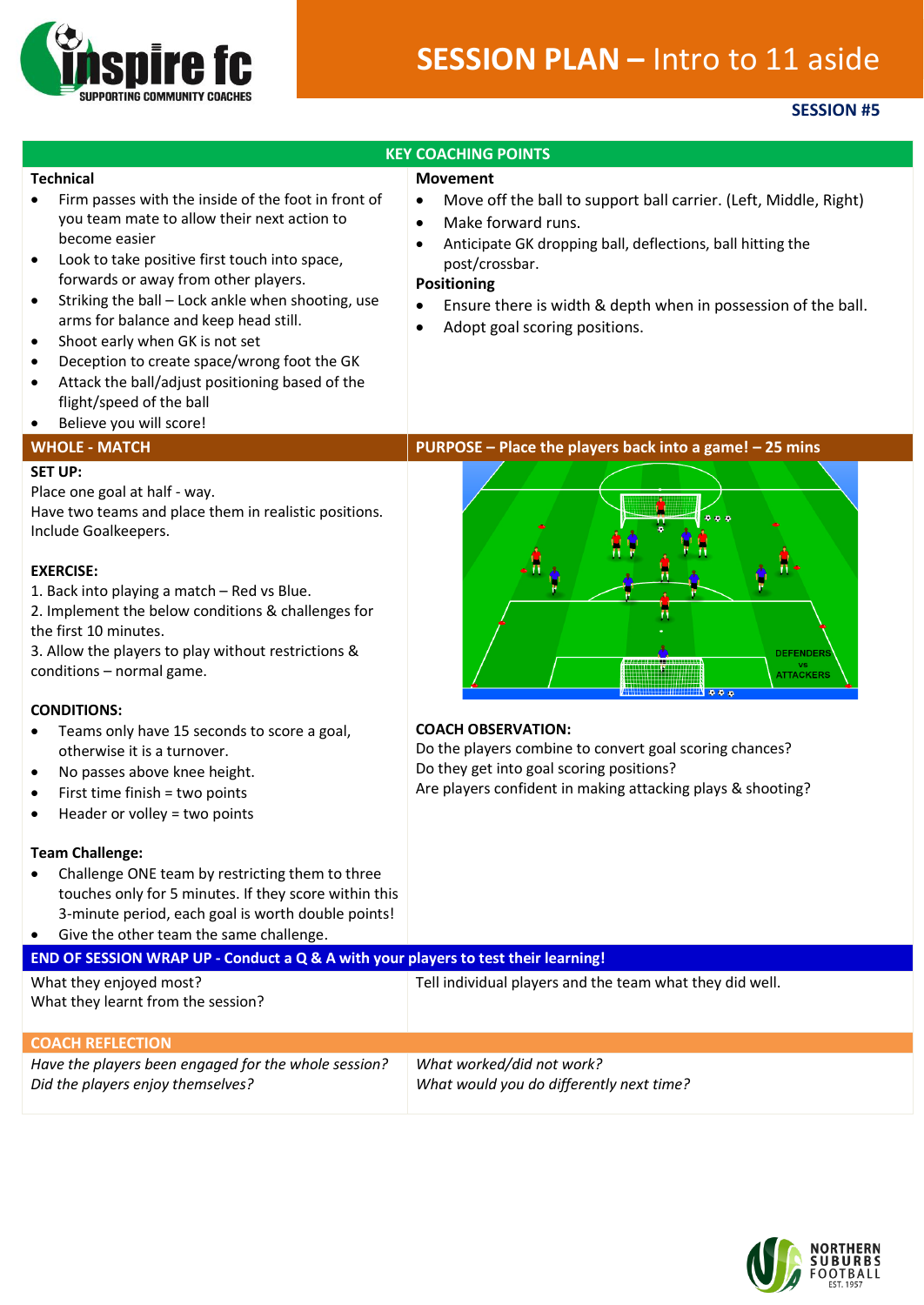# SESSION PLAN – Intro to 11 aside

**SESSION #5**

## KEY COACHING POINTS

**Technical**

- Firm passes with the inside of the foot in front of you team mate to allow their next action to become easier
- Look to take positive first touch into space, forwards or away from other players.
- Striking the ball – Lock ankle when shooting, use arms for balance and keep head still.
- Shoot early when GK is not set
- Deception to create space/wrong foot the GK
- Attack the ball/adjust positioning based of the flight/speed of the ball
- Believe you will score!

**Movement**

- Move off the ball to support ball carrier. (Left, Middle, Right)
- Make forward runs.
- Anticipate GK dropping ball, deflections, ball hitting the post/crossbar.

**Positioning**

- Ensure there is width & depth when in possession of the ball.
- Adopt goal scoring positions.

## WHOLE - MATCH

**PURPOSE – Place the players back into a game! – 25 mins**

**SET UP:**

Place one goal at half - way.
Have two teams and place them in realistic positions.
Include Goalkeepers.

**EXERCISE:**

1. Back into playing a match – Red vs Blue.
2. Implement the below conditions & challenges for the first 10 minutes.
3. Allow the players to play without restrictions & conditions – normal game.

**CONDITIONS:**

- Teams only have 15 seconds to score a goal, otherwise it is a turnover.
- No passes above knee height.
- First time finish = two points
- Header or volley = two points

**Team Challenge:**

- Challenge ONE team by restricting them to three touches only for 5 minutes. If they score within this 3-minute period, each goal is worth double points!
- Give the other team the same challenge.

DEFENDERS
vs
ATTACKERS

**COACH OBSERVATION:**

Do the players combine to convert goal scoring chances?
Do they get into goal scoring positions?
Are players confident in making attacking plays & shooting?

## END OF SESSION WRAP UP - Conduct a Q & A with your players to test their learning!

What they enjoyed most?
What they learnt from the session?

Tell individual players and the team what they did well.

## COACH REFLECTION

*Have the players been engaged for the whole session?*
*Did the players enjoy themselves?*

*What worked/did not work?*
*What would you do differently next time?*